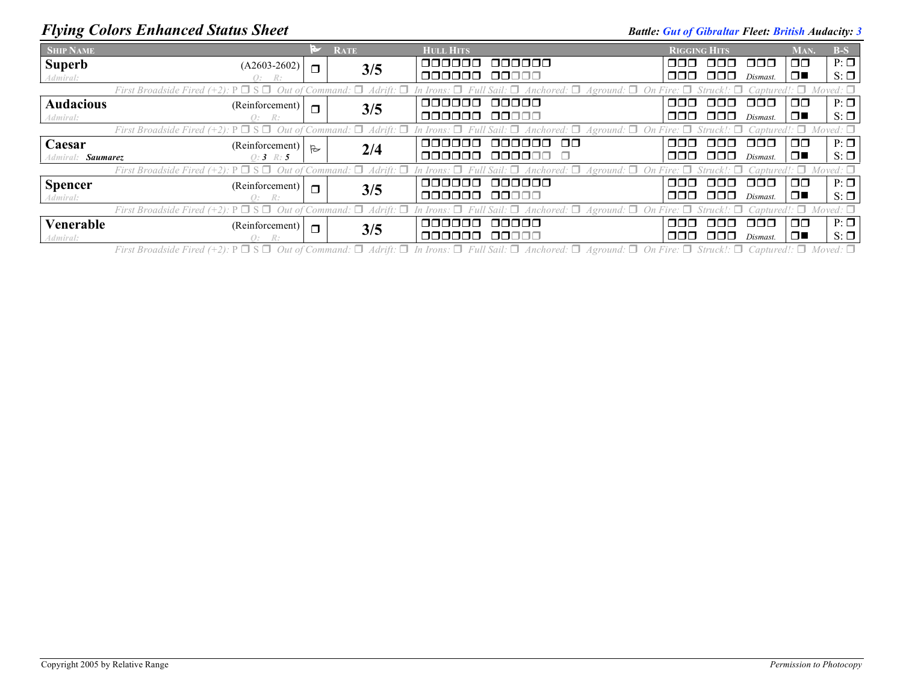# *Flying Colors Enhanced Status Sheet*

***Battle:*** ***Gut of Gibraltar*** ***Fleet:*** ***British*** ***Audacity:*** ***3***

| SHIP NAME | | RATE | HULL HITS | RIGGING HITS | MAN. | B-S |
|---|---|---|---|---|---|---|
| **Superb** (A2603-2602)<br>*Admiral:* *Q: R:* | ❒ | **3/5** | ❒❒❒❒❒❒ ❒❒❒❒❒❒<br>❒❒❒❒❒❒ ❒❒❒❒❒ | ❒❒❒ ❒❒❒ ❒❒❒<br>❒❒❒ ❒❒❒ *Dismast.* | ❒❒<br>❒■ | P: ❒<br>S: ❒ |
| *First Broadside Fired (+2):* P ❒ S ❒ *Out of Command:* ❒ *Adrift:* ❒ *In Irons:* ❒ *Full Sail:* ❒ *Anchored:* ❒ *Aground:* ❒ *On Fire:* ❒ *Struck!:* ❒ *Captured!:* ❒ *Moved:* ❒ | | | | | | |
| **Audacious** (Reinforcement)<br>*Admiral:* *Q: R:* | ❒ | **3/5** | ❒❒❒❒❒❒ ❒❒❒❒❒<br>❒❒❒❒❒❒ ❒❒❒❒❒ | ❒❒❒ ❒❒❒ ❒❒❒<br>❒❒❒ ❒❒❒ *Dismast.* | ❒❒<br>❒■ | P: ❒<br>S: ❒ |
| *First Broadside Fired (+2):* P ❒ S ❒ *Out of Command:* ❒ *Adrift:* ❒ *In Irons:* ❒ *Full Sail:* ❒ *Anchored:* ❒ *Aground:* ❒ *On Fire:* ❒ *Struck!:* ❒ *Captured!:* ❒ *Moved:* ❒ | | | | | | |
| **Caesar** (Reinforcement)<br>*Admiral:* ***Saumarez*** *Q:* ***3*** *R:* ***5*** | ⚐ | **2/4** | ❒❒❒❒❒❒ ❒❒❒❒❒❒ ❒❒<br>❒❒❒❒❒❒ ❒❒❒❒❒❒ ❒ | ❒❒❒ ❒❒❒ ❒❒❒<br>❒❒❒ ❒❒❒ *Dismast.* | ❒❒<br>❒■ | P: ❒<br>S: ❒ |
| *First Broadside Fired (+2):* P ❒ S ❒ *Out of Command:* ❒ *Adrift:* ❒ *In Irons:* ❒ *Full Sail:* ❒ *Anchored:* ❒ *Aground:* ❒ *On Fire:* ❒ *Struck!:* ❒ *Captured!:* ❒ *Moved:* ❒ | | | | | | |
| **Spencer** (Reinforcement)<br>*Admiral:* *Q: R:* | ❒ | **3/5** | ❒❒❒❒❒❒ ❒❒❒❒❒❒<br>❒❒❒❒❒❒ ❒❒❒❒❒ | ❒❒❒ ❒❒❒ ❒❒❒<br>❒❒❒ ❒❒❒ *Dismast.* | ❒❒<br>❒■ | P: ❒<br>S: ❒ |
| *First Broadside Fired (+2):* P ❒ S ❒ *Out of Command:* ❒ *Adrift:* ❒ *In Irons:* ❒ *Full Sail:* ❒ *Anchored:* ❒ *Aground:* ❒ *On Fire:* ❒ *Struck!:* ❒ *Captured!:* ❒ *Moved:* ❒ | | | | | | |
| **Venerable** (Reinforcement)<br>*Admiral:* *Q: R:* | ❒ | **3/5** | ❒❒❒❒❒❒ ❒❒❒❒❒<br>❒❒❒❒❒❒ ❒❒❒❒❒ | ❒❒❒ ❒❒❒ ❒❒❒<br>❒❒❒ ❒❒❒ *Dismast.* | ❒❒<br>❒■ | P: ❒<br>S: ❒ |
| *First Broadside Fired (+2):* P ❒ S ❒ *Out of Command:* ❒ *Adrift:* ❒ *In Irons:* ❒ *Full Sail:* ❒ *Anchored:* ❒ *Aground:* ❒ *On Fire:* ❒ *Struck!:* ❒ *Captured!:* ❒ *Moved:* ❒ | | | | | | |

Copyright 2005 by Relative Range

*Permission to Photocopy*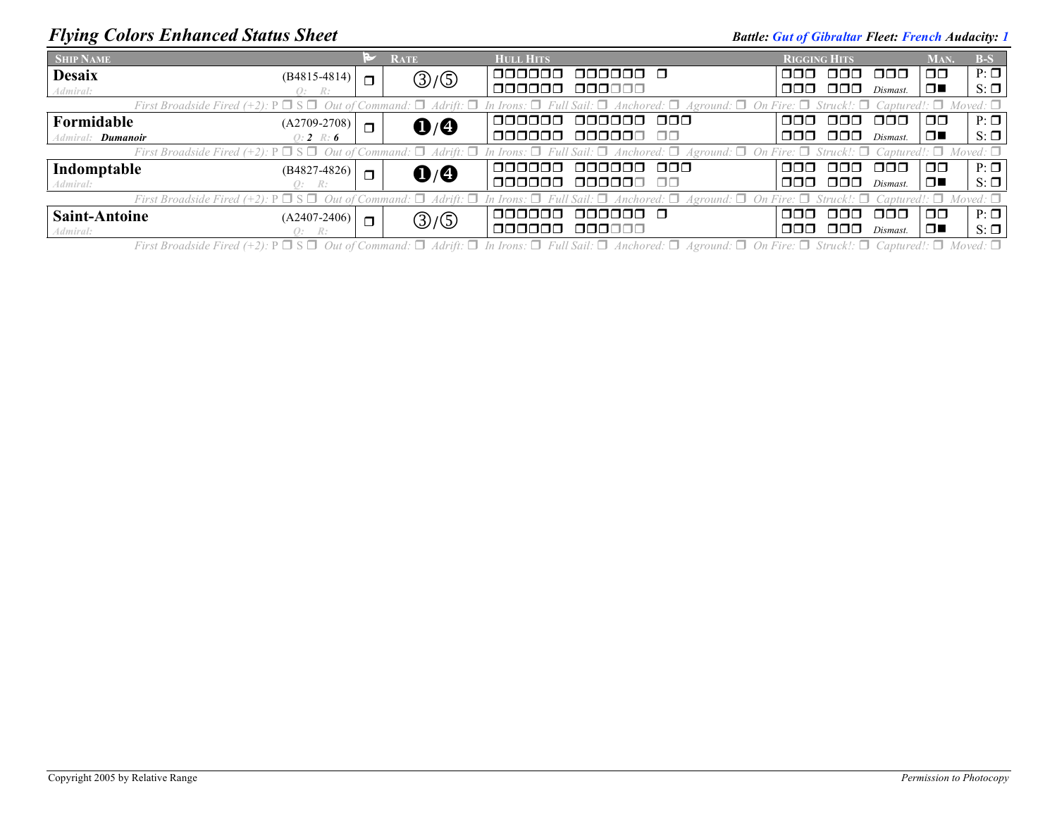# Flying Colors Enhanced Status Sheet

***Battle:*** ***Gut of Gibraltar*** ***Fleet:*** ***French*** ***Audacity:*** ***1***

| SHIP NAME | | ⚑ | RATE | HULL HITS | RIGGING HITS | MAN. | B-S |
|---|---|---|---|---|---|---|---|
| **Desaix**<br>*Admiral:* | (B4815-4814)<br>*Q: R:* | ❐ | ③/⑤ | ❐❐❐❐❐❐ ❐❐❐❐❐❐ ❐<br>❐❐❐❐❐❐ ❐❐❐❐❐❐ | ❐❐❐ ❐❐❐ ❐❐❐<br>❐❐❐ ❐❐❐ *Dismast.* | ❐❐<br>❐■ | P: ❐<br>S: ❐ |
| *First Broadside Fired (+2):* P ❐ S ❐ *Out of Command:* ❐ *Adrift:* ❐ *In Irons:* ❐ *Full Sail:* ❐ *Anchored:* ❐ *Aground:* ❐ *On Fire:* ❐ *Struck!:* ❐ *Captured!:* ❐ *Moved:* ❐ | | | | | | | |
| **Formidable**<br>*Admiral:* ***Dumanoir*** | (A2709-2708)<br>*Q:* ***2*** *R:* ***6*** | ❐ | ❶/❹ | ❐❐❐❐❐❐ ❐❐❐❐❐❐ ❐❐❐<br>❐❐❐❐❐❐ ❐❐❐❐❐❐ ❐❐ | ❐❐❐ ❐❐❐ ❐❐❐<br>❐❐❐ ❐❐❐ *Dismast.* | ❐❐<br>❐■ | P: ❐<br>S: ❐ |
| *First Broadside Fired (+2):* P ❐ S ❐ *Out of Command:* ❐ *Adrift:* ❐ *In Irons:* ❐ *Full Sail:* ❐ *Anchored:* ❐ *Aground:* ❐ *On Fire:* ❐ *Struck!:* ❐ *Captured!:* ❐ *Moved:* ❐ | | | | | | | |
| **Indomptable**<br>*Admiral:* | (B4827-4826)<br>*Q: R:* | ❐ | ❶/❹ | ❐❐❐❐❐❐ ❐❐❐❐❐❐ ❐❐❐<br>❐❐❐❐❐❐ ❐❐❐❐❐❐ ❐❐ | ❐❐❐ ❐❐❐ ❐❐❐<br>❐❐❐ ❐❐❐ *Dismast.* | ❐❐<br>❐■ | P: ❐<br>S: ❐ |
| *First Broadside Fired (+2):* P ❐ S ❐ *Out of Command:* ❐ *Adrift:* ❐ *In Irons:* ❐ *Full Sail:* ❐ *Anchored:* ❐ *Aground:* ❐ *On Fire:* ❐ *Struck!:* ❐ *Captured!:* ❐ *Moved:* ❐ | | | | | | | |
| **Saint-Antoine**<br>*Admiral:* | (A2407-2406)<br>*Q: R:* | ❐ | ③/⑤ | ❐❐❐❐❐❐ ❐❐❐❐❐❐ ❐<br>❐❐❐❐❐❐ ❐❐❐❐❐❐ | ❐❐❐ ❐❐❐ ❐❐❐<br>❐❐❐ ❐❐❐ *Dismast.* | ❐❐<br>❐■ | P: ❐<br>S: ❐ |
| *First Broadside Fired (+2):* P ❐ S ❐ *Out of Command:* ❐ *Adrift:* ❐ *In Irons:* ❐ *Full Sail:* ❐ *Anchored:* ❐ *Aground:* ❐ *On Fire:* ❐ *Struck!:* ❐ *Captured!:* ❐ *Moved:* ❐ | | | | | | | |

Copyright 2005 by Relative Range

*Permission to Photocopy*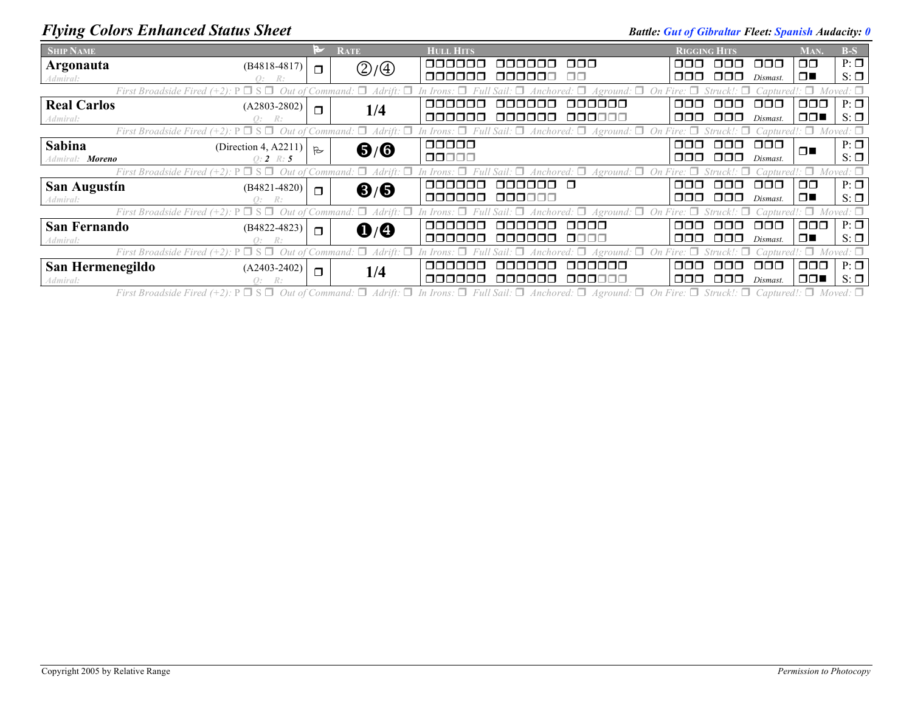## Flying Colors Enhanced Status Sheet

***Battle:*** ***Gut of Gibraltar*** ***Fleet:*** ***Spanish*** ***Audacity:*** ***0***

| Ship Name | | Flag | Rate | Hull Hits | Rigging Hits | Man. | B-S |
|---|---|---|---|---|---|---|---|
| **Argonauta** *Admiral:* | (B4818-4817) *Q: R:* | ❐ | ②/④ | ❐❐❐❐❐❐ ❐❐❐❐❐❐ ❐❐❐ ❐❐❐❐❐❐ ❐❐❐❐❐❐ ❐❐ | ❐❐❐ ❐❐❐ ❐❐❐ ❐❐❐ ❐❐❐ *Dismast.* | ❐❐ ❐■ | P: ❐ S: ❐ |
| *First Broadside Fired (+2):* P ❐ S ❐ *Out of Command:* ❐ *Adrift:* ❐ *In Irons:* ❐ *Full Sail:* ❐ *Anchored:* ❐ *Aground:* ❐ *On Fire:* ❐ *Struck!:* ❐ *Captured!:* ❐ *Moved:* ❐ | | | | | | | |
| **Real Carlos** *Admiral:* | (A2803-2802) *Q: R:* | ❐ | 1/4 | ❐❐❐❐❐❐ ❐❐❐❐❐❐ ❐❐❐❐❐❐ ❐❐❐❐❐❐ ❐❐❐❐❐❐ ❐❐❐❐❐❐ | ❐❐❐ ❐❐❐ ❐❐❐ ❐❐❐ ❐❐❐ *Dismast.* | ❐❐❐ ❐❐■ | P: ❐ S: ❐ |
| *First Broadside Fired (+2):* P ❐ S ❐ *Out of Command:* ❐ *Adrift:* ❐ *In Irons:* ❐ *Full Sail:* ❐ *Anchored:* ❐ *Aground:* ❐ *On Fire:* ❐ *Struck!:* ❐ *Captured!:* ❐ *Moved:* ❐ | | | | | | | |
| **Sabina** *Admiral:* ***Moreno*** | (Direction 4, A2211) *Q:* ***2*** *R:* ***5*** | ⚐ | ❺/❻ | ❐❐❐❐❐ ❐❐❐❐❐ | ❐❐❐ ❐❐❐ ❐❐❐ ❐❐❐ ❐❐❐ *Dismast.* | ❐■ | P: ❐ S: ❐ |
| *First Broadside Fired (+2):* P ❐ S ❐ *Out of Command:* ❐ *Adrift:* ❐ *In Irons:* ❐ *Full Sail:* ❐ *Anchored:* ❐ *Aground:* ❐ *On Fire:* ❐ *Struck!:* ❐ *Captured!:* ❐ *Moved:* ❐ | | | | | | | |
| **San Augustín** *Admiral:* | (B4821-4820) *Q: R:* | ❐ | ❸/❺ | ❐❐❐❐❐❐ ❐❐❐❐❐❐ ❐ ❐❐❐❐❐❐ ❐❐❐❐❐❐ | ❐❐❐ ❐❐❐ ❐❐❐ ❐❐❐ ❐❐❐ *Dismast.* | ❐❐ ❐■ | P: ❐ S: ❐ |
| *First Broadside Fired (+2):* P ❐ S ❐ *Out of Command:* ❐ *Adrift:* ❐ *In Irons:* ❐ *Full Sail:* ❐ *Anchored:* ❐ *Aground:* ❐ *On Fire:* ❐ *Struck!:* ❐ *Captured!:* ❐ *Moved:* ❐ | | | | | | | |
| **San Fernando** *Admiral:* | (B4822-4823) *Q: R:* | ❐ | ❶/❹ | ❐❐❐❐❐❐ ❐❐❐❐❐❐ ❐❐❐❐ ❐❐❐❐❐❐ ❐❐❐❐❐❐ ❐❐❐❐ | ❐❐❐ ❐❐❐ ❐❐❐ ❐❐❐ ❐❐❐ *Dismast.* | ❐❐❐ ❐■ | P: ❐ S: ❐ |
| *First Broadside Fired (+2):* P ❐ S ❐ *Out of Command:* ❐ *Adrift:* ❐ *In Irons:* ❐ *Full Sail:* ❐ *Anchored:* ❐ *Aground:* ❐ *On Fire:* ❐ *Struck!:* ❐ *Captured!:* ❐ *Moved:* ❐ | | | | | | | |
| **San Hermenegildo** *Admiral:* | (A2403-2402) *Q: R:* | ❐ | 1/4 | ❐❐❐❐❐❐ ❐❐❐❐❐❐ ❐❐❐❐❐❐ ❐❐❐❐❐❐ ❐❐❐❐❐❐ ❐❐❐❐❐❐ | ❐❐❐ ❐❐❐ ❐❐❐ ❐❐❐ ❐❐❐ *Dismast.* | ❐❐❐ ❐❐■ | P: ❐ S: ❐ |
| *First Broadside Fired (+2):* P ❐ S ❐ *Out of Command:* ❐ *Adrift:* ❐ *In Irons:* ❐ *Full Sail:* ❐ *Anchored:* ❐ *Aground:* ❐ *On Fire:* ❐ *Struck!:* ❐ *Captured!:* ❐ *Moved:* ❐ | | | | | | | |

Copyright 2005 by Relative Range

*Permission to Photocopy*